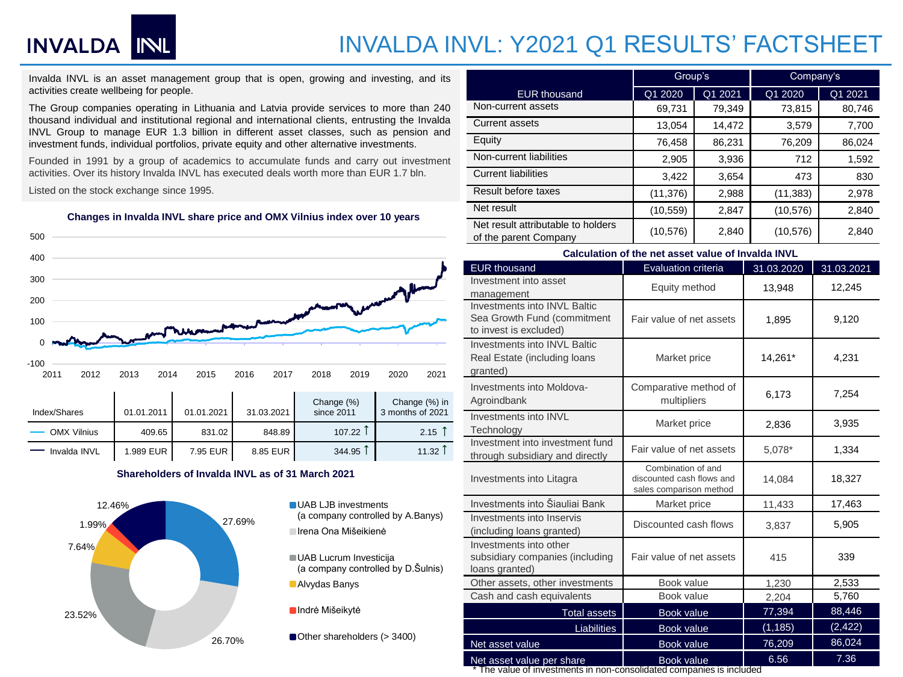# INVALDA INVL: Y2021 Q1 RESULTS' FACTSHEET

Invalda INVL is an asset management group that is open, growing and investing, and its activities create wellbeing for people.

The Group companies operating in Lithuania and Latvia provide services to more than 240 thousand individual and institutional regional and international clients, entrusting the Invalda INVL Group to manage EUR 1.3 billion in different asset classes, such as pension and investment funds, individual portfolios, private equity and other alternative investments.

Founded in 1991 by a group of academics to accumulate funds and carry out investment activities. Over its history Invalda INVL has executed deals worth more than EUR 1.7 bln.

Listed on the stock exchange since 1995.

**Changes in Invalda INVL share price and OMX Vilnius index over 10 years**

| Index/Shares | 01.01.2011 | 01.01.2021 | 31.03.2021 | Change (%) since 2011 | Change (%) in 3 months of 2021 |
|---|---|---|---|---|---|
| OMX Vilnius | 409.65 | 831.02 | 848.89 | 107.22 ↑ | 2.15 ↑ |
| Invalda INVL | 1.989 EUR | 7.95 EUR | 8.85 EUR | 344.95 ↑ | 11.32 ↑ |

**Shareholders of Invalda INVL as of 31 March 2021**

- UAB LJB investments (a company controlled by A.Banys) – 27.69%
- Irena Ona Mišeikienė – 26.70%
- UAB Lucrum Investicija (a company controlled by D.Šulnis) – 23.52%
- Alvydas Banys – 7.64%
- Indrė Mišeikytė – 1.99%
- Other shareholders (> 3400) – 12.46%

| EUR thousand | Group's Q1 2020 | Group's Q1 2021 | Company's Q1 2020 | Company's Q1 2021 |
|---|---|---|---|---|
| Non-current assets | 69,731 | 79,349 | 73,815 | 80,746 |
| Current assets | 13,054 | 14,472 | 3,579 | 7,700 |
| Equity | 76,458 | 86,231 | 76,209 | 86,024 |
| Non-current liabilities | 2,905 | 3,936 | 712 | 1,592 |
| Current liabilities | 3,422 | 3,654 | 473 | 830 |
| Result before taxes | (11,376) | 2,988 | (11,383) | 2,978 |
| Net result | (10,559) | 2,847 | (10,576) | 2,840 |
| Net result attributable to holders of the parent Company | (10,576) | 2,840 | (10,576) | 2,840 |

**Calculation of the net asset value of Invalda INVL**

| EUR thousand | Evaluation criteria | 31.03.2020 | 31.03.2021 |
|---|---|---|---|
| Investment into asset management | Equity method | 13,948 | 12,245 |
| Investments into INVL Baltic Sea Growth Fund (commitment to invest is excluded) | Fair value of net assets | 1,895 | 9,120 |
| Investments into INVL Baltic Real Estate (including loans granted) | Market price | 14,261* | 4,231 |
| Investments into Moldova-Agroindbank | Comparative method of multipliers | 6,173 | 7,254 |
| Investments into INVL Technology | Market price | 2,836 | 3,935 |
| Investment into investment fund through subsidiary and directly | Fair value of net assets | 5,078* | 1,334 |
| Investments into Litagra | Combination of and discounted cash flows and sales comparison method | 14,084 | 18,327 |
| Investments into Šiauliai Bank | Market price | 11,433 | 17,463 |
| Investments into Inservis (including loans granted) | Discounted cash flows | 3,837 | 5,905 |
| Investments into other subsidiary companies (including loans granted) | Fair value of net assets | 415 | 339 |
| Other assets, other investments | Book value | 1,230 | 2,533 |
| Cash and cash equivalents | Book value | 2,204 | 5,760 |
| Total assets | Book value | 77,394 | 88,446 |
| Liabilities | Book value | (1,185) | (2,422) |
| Net asset value | Book value | 76,209 | 86,024 |
| Net asset value per share | Book value | 6.56 | 7.36 |

* The value of investments in non-consolidated companies is included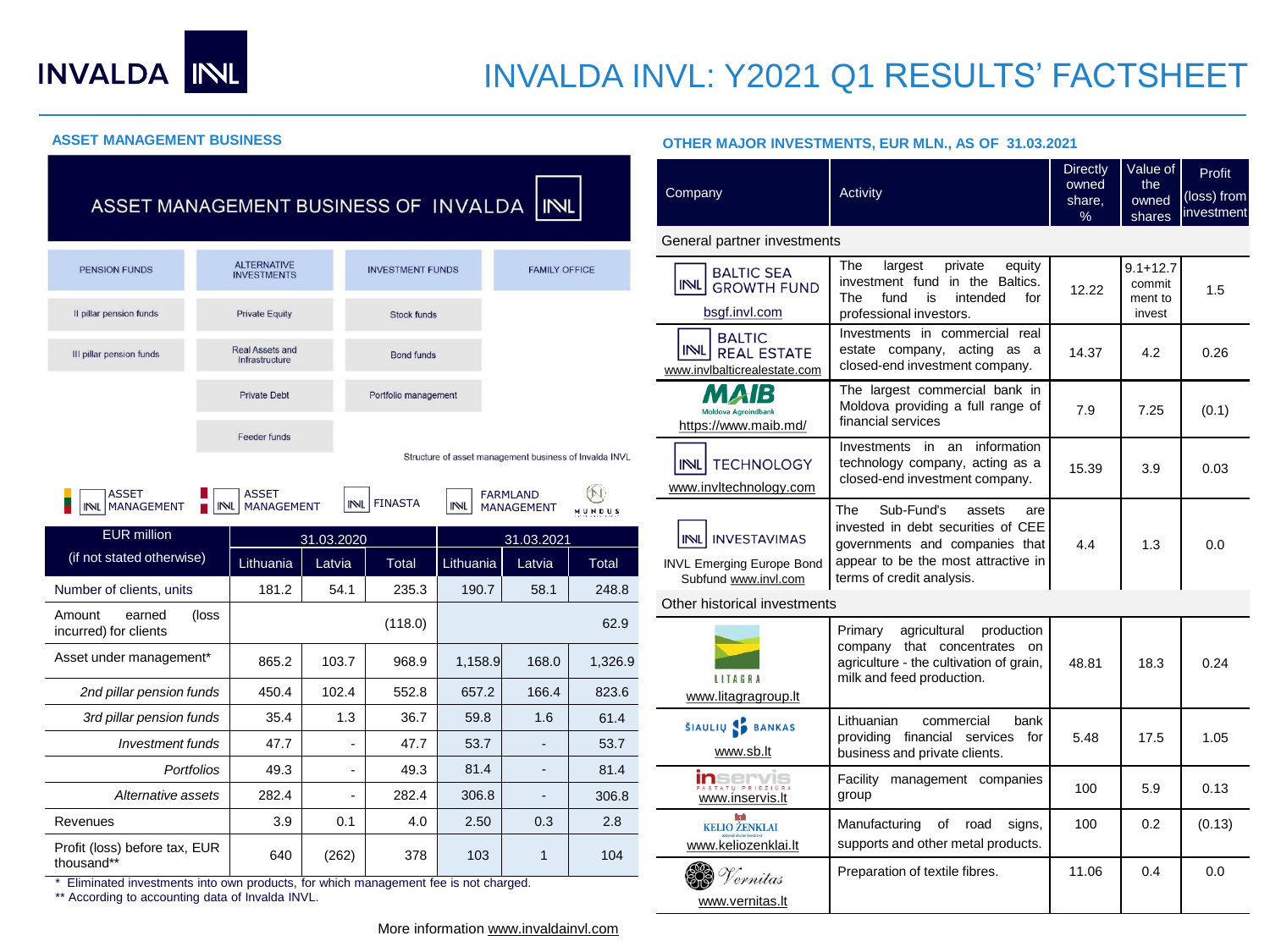# INVALDA INVL: Y2021 Q1 RESULTS' FACTSHEET

## ASSET MANAGEMENT BUSINESS

ASSET MANAGEMENT BUSINESS OF INVALDA INVL

| PENSION FUNDS | ALTERNATIVE INVESTMENTS | INVESTMENT FUNDS | FAMILY OFFICE |
|---|---|---|---|
| II pillar pension funds | Private Equity | Stock funds | |
| III pillar pension funds | Real Assets and Infrastructure | Bond funds | |
| | Private Debt | Portfolio management | |
| | Feeder funds | | |

Structure of asset management business of Invalda INVL

INVL ASSET MANAGEMENT | INVL ASSET MANAGEMENT | INVL FINASTA | INVL FARMLAND MANAGEMENT | MUNDUS

| EUR million (if not stated otherwise) | 31.03.2020 | | | 31.03.2021 | | |
|---|---|---|---|---|---|---|
| | Lithuania | Latvia | Total | Lithuania | Latvia | Total |
| Number of clients, units | 181.2 | 54.1 | 235.3 | 190.7 | 58.1 | 248.8 |
| Amount earned (loss incurred) for clients | | | (118.0) | | | 62.9 |
| Asset under management* | 865.2 | 103.7 | 968.9 | 1,158.9 | 168.0 | 1,326.9 |
| *2nd pillar pension funds* | 450.4 | 102.4 | 552.8 | 657.2 | 166.4 | 823.6 |
| *3rd pillar pension funds* | 35.4 | 1.3 | 36.7 | 59.8 | 1.6 | 61.4 |
| *Investment funds* | 47.7 | - | 47.7 | 53.7 | - | 53.7 |
| *Portfolios* | 49.3 | - | 49.3 | 81.4 | - | 81.4 |
| *Alternative assets* | 282.4 | - | 282.4 | 306.8 | - | 306.8 |
| Revenues | 3.9 | 0.1 | 4.0 | 2.50 | 0.3 | 2.8 |
| Profit (loss) before tax, EUR thousand** | 640 | (262) | 378 | 103 | 1 | 104 |

\* Eliminated investments into own products, for which management fee is not charged.
\*\* According to accounting data of Invalda INVL.

## OTHER MAJOR INVESTMENTS, EUR MLN., AS OF 31.03.2021

| Company | Activity | Directly owned share, % | Value of the owned shares | Profit (loss) from investment |
|---|---|---|---|---|
| **General partner investments** | | | | |
| INVL BALTIC SEA GROWTH FUND bsgf.invl.com | The largest private equity investment fund in the Baltics. The fund is intended for professional investors. | 12.22 | 9.1+12.7 commitment to invest | 1.5 |
| INVL BALTIC REAL ESTATE www.invlbalticrealestate.com | Investments in commercial real estate company, acting as a closed-end investment company. | 14.37 | 4.2 | 0.26 |
| MAIB Moldova Agroindbank https://www.maib.md/ | The largest commercial bank in Moldova providing a full range of financial services | 7.9 | 7.25 | (0.1) |
| INVL TECHNOLOGY www.invltechnology.com | Investments in an information technology company, acting as a closed-end investment company. | 15.39 | 3.9 | 0.03 |
| INVL INVESTAVIMAS INVL Emerging Europe Bond Subfund www.invl.com | The Sub-Fund's assets are invested in debt securities of CEE governments and companies that appear to be the most attractive in terms of credit analysis. | 4.4 | 1.3 | 0.0 |
| **Other historical investments** | | | | |
| LITAGRA www.litagragroup.lt | Primary agricultural production company that concentrates on agriculture - the cultivation of grain, milk and feed production. | 48.81 | 18.3 | 0.24 |
| ŠIAULIŲ BANKAS www.sb.lt | Lithuanian commercial bank providing financial services for business and private clients. | 5.48 | 17.5 | 1.05 |
| inservis www.inservis.lt | Facility management companies group | 100 | 5.9 | 0.13 |
| KELIO ŽENKLAI www.keliozenklai.lt | Manufacturing of road signs, supports and other metal products. | 100 | 0.2 | (0.13) |
| Vernitas www.vernitas.lt | Preparation of textile fibres. | 11.06 | 0.4 | 0.0 |

More information www.invaldainvl.com